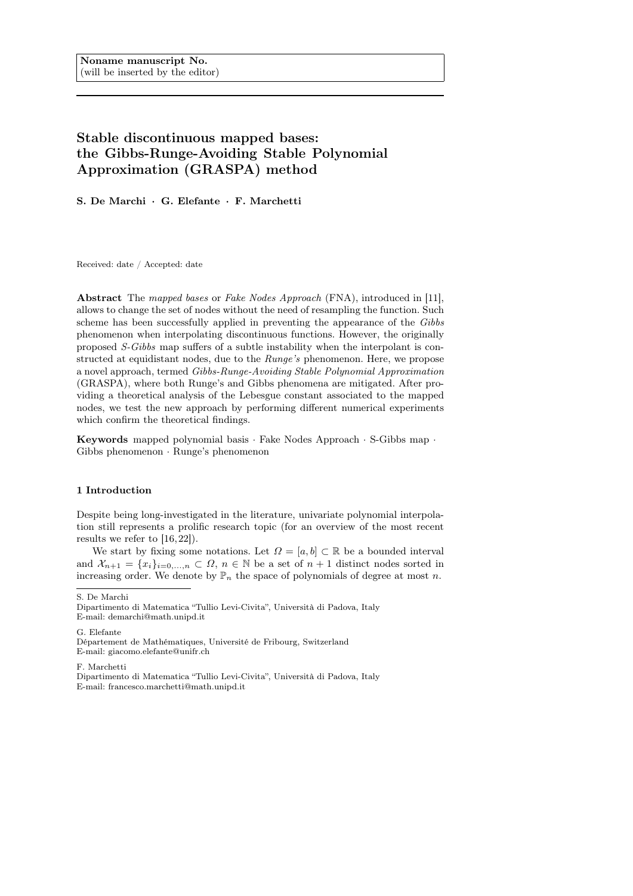**Noname manuscript No.**
(will be inserted by the editor)

# Stable discontinuous mapped bases: the Gibbs-Runge-Avoiding Stable Polynomial Approximation (GRASPA) method

**S. De Marchi · G. Elefante · F. Marchetti**

Received: date / Accepted: date

**Abstract** The *mapped bases* or *Fake Nodes Approach* (FNA), introduced in [11], allows to change the set of nodes without the need of resampling the function. Such scheme has been successfully applied in preventing the appearance of the *Gibbs* phenomenon when interpolating discontinuous functions. However, the originally proposed *S-Gibbs* map suffers of a subtle instability when the interpolant is constructed at equidistant nodes, due to the *Runge's* phenomenon. Here, we propose a novel approach, termed *Gibbs-Runge-Avoiding Stable Polynomial Approximation* (GRASPA), where both Runge's and Gibbs phenomena are mitigated. After providing a theoretical analysis of the Lebesgue constant associated to the mapped nodes, we test the new approach by performing different numerical experiments which confirm the theoretical findings.

**Keywords** mapped polynomial basis · Fake Nodes Approach · S-Gibbs map · Gibbs phenomenon · Runge's phenomenon

## 1 Introduction

Despite being long-investigated in the literature, univariate polynomial interpolation still represents a prolific research topic (for an overview of the most recent results we refer to [16,22]).

We start by fixing some notations. Let $\Omega = [a, b] \subset \mathbb{R}$ be a bounded interval and $\mathcal{X}_{n+1} = \{x_i\}_{i=0,\dots,n} \subset \Omega$, $n \in \mathbb{N}$ be a set of $n+1$ distinct nodes sorted in increasing order. We denote by $\mathbb{P}_n$ the space of polynomials of degree at most $n$.

S. De Marchi
Dipartimento di Matematica "Tullio Levi-Civita", Università di Padova, Italy
E-mail: demarchi@math.unipd.it

G. Elefante
Département de Mathématiques, Université de Fribourg, Switzerland
E-mail: giacomo.elefante@unifr.ch

F. Marchetti
Dipartimento di Matematica "Tullio Levi-Civita", Università di Padova, Italy
E-mail: francesco.marchetti@math.unipd.it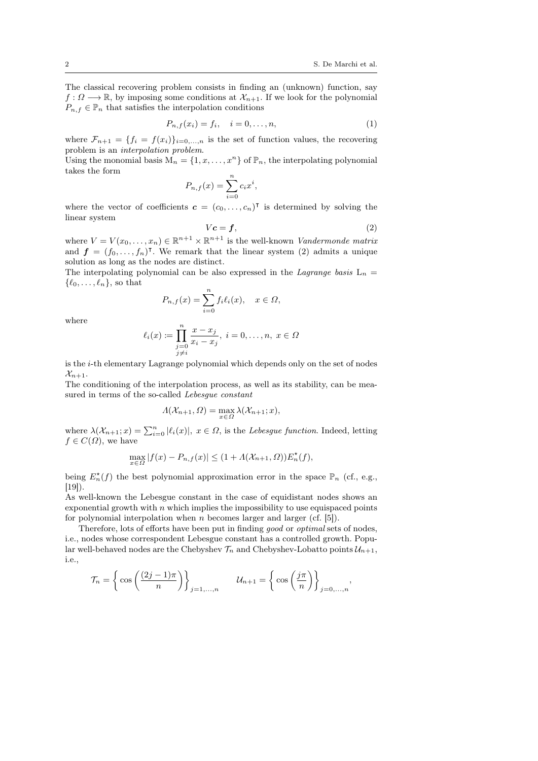The classical recovering problem consists in finding an (unknown) function, say $f : \Omega \longrightarrow \mathbb{R}$, by imposing some conditions at $\mathcal{X}_{n+1}$. If we look for the polynomial $P_{n,f} \in \mathbb{P}_n$ that satisfies the interpolation conditions

$$P_{n,f}(x_i) = f_i, \quad i = 0, \dots, n, \tag{1}$$

where $\mathcal{F}_{n+1} = \{f_i = f(x_i)\}_{i=0,\dots,n}$ is the set of function values, the recovering problem is an *interpolation problem*.
Using the monomial basis $\mathrm{M}_n = \{1, x, \dots, x^n\}$ of $\mathbb{P}_n$, the interpolating polynomial takes the form

$$P_{n,f}(x) = \sum_{i=0}^{n} c_i x^i,$$

where the vector of coefficients $\boldsymbol{c} = (c_0, \dots, c_n)^\intercal$ is determined by solving the linear system

$$V\boldsymbol{c} = \boldsymbol{f}, \tag{2}$$

where $V = V(x_0, \dots, x_n) \in \mathbb{R}^{n+1} \times \mathbb{R}^{n+1}$ is the well-known *Vandermonde matrix* and $\boldsymbol{f} = (f_0, \dots, f_n)^\intercal$. We remark that the linear system (2) admits a unique solution as long as the nodes are distinct.
The interpolating polynomial can be also expressed in the *Lagrange basis* $\mathrm{L}_n = \{\ell_0, \dots, \ell_n\}$, so that

$$P_{n,f}(x) = \sum_{i=0}^{n} f_i \ell_i(x), \quad x \in \Omega,$$

where

$$\ell_i(x) := \prod_{\substack{j=0 \\ j \neq i}}^{n} \frac{x - x_j}{x_i - x_j}, \; i = 0, \dots, n, \; x \in \Omega$$

is the $i$-th elementary Lagrange polynomial which depends only on the set of nodes $\mathcal{X}_{n+1}$.
The conditioning of the interpolation process, as well as its stability, can be measured in terms of the so-called *Lebesgue constant*

$$\Lambda(\mathcal{X}_{n+1}, \Omega) = \max_{x \in \Omega} \lambda(\mathcal{X}_{n+1}; x),$$

where $\lambda(\mathcal{X}_{n+1}; x) = \sum_{i=0}^{n} |\ell_i(x)|, \; x \in \Omega$, is the *Lebesgue function*. Indeed, letting $f \in C(\Omega)$, we have

$$\max_{x \in \Omega} |f(x) - P_{n,f}(x)| \leq (1 + \Lambda(\mathcal{X}_{n+1}, \Omega)) E_n^\star(f),$$

being $E_n^\star(f)$ the best polynomial approximation error in the space $\mathbb{P}_n$ (cf., e.g., [19]).
As well-known the Lebesgue constant in the case of equidistant nodes shows an exponential growth with $n$ which implies the impossibility to use equispaced points for polynomial interpolation when $n$ becomes larger and larger (cf. [5]).

Therefore, lots of efforts have been put in finding *good* or *optimal* sets of nodes, i.e., nodes whose correspondent Lebesgue constant has a controlled growth. Popular well-behaved nodes are the Chebyshev $\mathcal{T}_n$ and Chebyshev-Lobatto points $\mathcal{U}_{n+1}$, i.e.,

$$\mathcal{T}_n = \left\{ \cos\left(\frac{(2j-1)\pi}{n}\right) \right\}_{j=1,\dots,n} \qquad \mathcal{U}_{n+1} = \left\{ \cos\left(\frac{j\pi}{n}\right) \right\}_{j=0,\dots,n},$$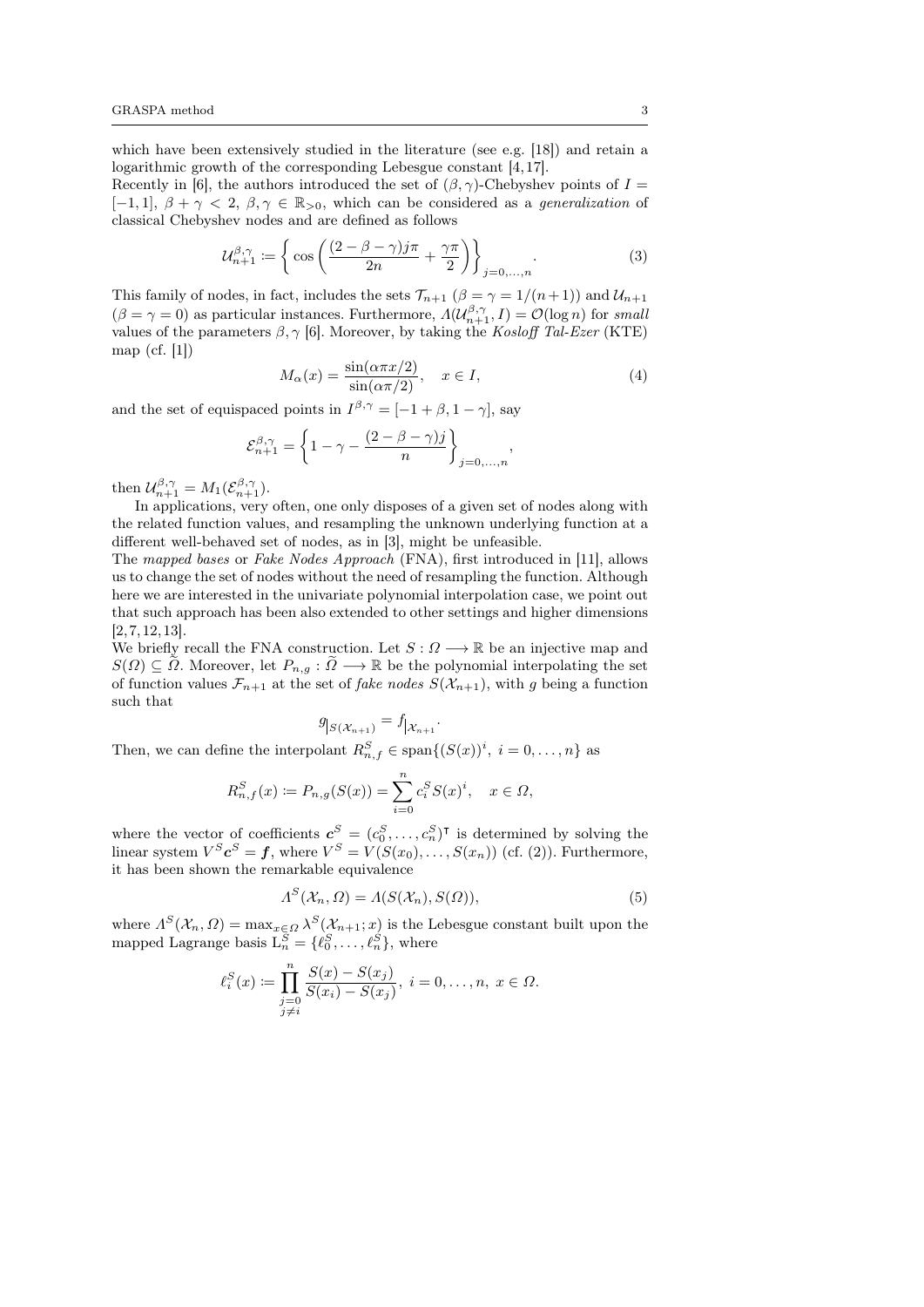which have been extensively studied in the literature (see e.g. [18]) and retain a logarithmic growth of the corresponding Lebesgue constant [4,17].

Recently in [6], the authors introduced the set of $(\beta,\gamma)$-Chebyshev points of $I = [-1,1]$, $\beta+\gamma < 2$, $\beta,\gamma \in \mathbb{R}_{>0}$, which can be considered as a *generalization* of classical Chebyshev nodes and are defined as follows

$$\mathcal{U}^{\beta,\gamma}_{n+1} \coloneqq \left\{ \cos\left( \frac{(2-\beta-\gamma)j\pi}{2n} + \frac{\gamma\pi}{2} \right) \right\}_{j=0,\ldots,n}. \tag{3}$$

This family of nodes, in fact, includes the sets $\mathcal{T}_{n+1}$ ($\beta = \gamma = 1/(n+1)$) and $\mathcal{U}_{n+1}$ ($\beta=\gamma=0$) as particular instances. Furthermore, $\Lambda(\mathcal{U}^{\beta,\gamma}_{n+1}, I) = \mathcal{O}(\log n)$ for *small* values of the parameters $\beta,\gamma$ [6]. Moreover, by taking the *Kosloff Tal-Ezer* (KTE) map (cf. [1])

$$M_\alpha(x) = \frac{\sin(\alpha\pi x/2)}{\sin(\alpha\pi/2)}, \quad x \in I, \tag{4}$$

and the set of equispaced points in $I^{\beta,\gamma} = [-1+\beta, 1-\gamma]$, say

$$\mathcal{E}^{\beta,\gamma}_{n+1} = \left\{ 1-\gamma - \frac{(2-\beta-\gamma)j}{n} \right\}_{j=0,\ldots,n},$$

then $\mathcal{U}^{\beta,\gamma}_{n+1} = M_1(\mathcal{E}^{\beta,\gamma}_{n+1})$.

In applications, very often, one only disposes of a given set of nodes along with the related function values, and resampling the unknown underlying function at a different well-behaved set of nodes, as in [3], might be unfeasible.

The *mapped bases* or *Fake Nodes Approach* (FNA), first introduced in [11], allows us to change the set of nodes without the need of resampling the function. Although here we are interested in the univariate polynomial interpolation case, we point out that such approach has been also extended to other settings and higher dimensions [2,7,12,13].

We briefly recall the FNA construction. Let $S : \Omega \longrightarrow \mathbb{R}$ be an injective map and $S(\Omega) \subseteq \widetilde{\Omega}$. Moreover, let $P_{n,g} : \widetilde{\Omega} \longrightarrow \mathbb{R}$ be the polynomial interpolating the set of function values $\mathcal{F}_{n+1}$ at the set of *fake nodes* $S(\mathcal{X}_{n+1})$, with $g$ being a function such that

$$g_{|S(\mathcal{X}_{n+1})} = f_{|\mathcal{X}_{n+1}}.$$

Then, we can define the interpolant $R^S_{n,f} \in \operatorname{span}\{(S(x))^i,\ i=0,\ldots,n\}$ as

$$R^S_{n,f}(x) \coloneqq P_{n,g}(S(x)) = \sum_{i=0}^{n} c^S_i S(x)^i, \quad x \in \Omega,$$

where the vector of coefficients $\boldsymbol{c}^S = (c^S_0,\ldots,c^S_n)^\intercal$ is determined by solving the linear system $V^S \boldsymbol{c}^S = \boldsymbol{f}$, where $V^S = V(S(x_0),\ldots,S(x_n))$ (cf. (2)). Furthermore, it has been shown the remarkable equivalence

$$\Lambda^S(\mathcal{X}_n, \Omega) = \Lambda(S(\mathcal{X}_n), S(\Omega)), \tag{5}$$

where $\Lambda^S(\mathcal{X}_n,\Omega) = \max_{x\in\Omega} \lambda^S(\mathcal{X}_{n+1}; x)$ is the Lebesgue constant built upon the mapped Lagrange basis $\mathrm{L}^S_n = \{\ell^S_0,\ldots,\ell^S_n\}$, where

$$\ell^S_i(x) \coloneqq \prod_{\substack{j=0\\ j\neq i}}^{n} \frac{S(x)-S(x_j)}{S(x_i)-S(x_j)},\ i=0,\ldots,n,\ x \in \Omega.$$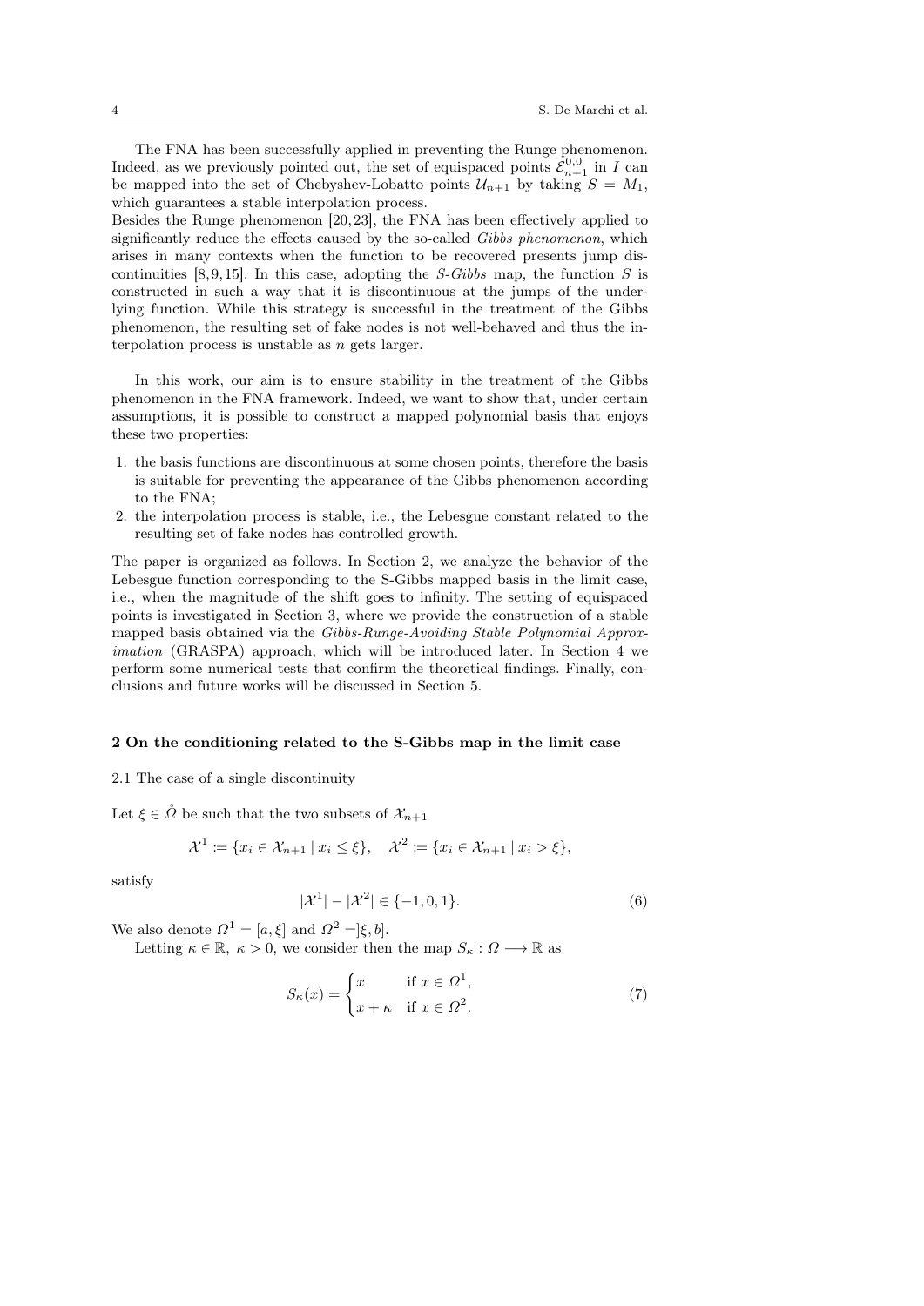The FNA has been successfully applied in preventing the Runge phenomenon. Indeed, as we previously pointed out, the set of equispaced points $\mathcal{E}^{0,0}_{n+1}$ in $I$ can be mapped into the set of Chebyshev-Lobatto points $\mathcal{U}_{n+1}$ by taking $S = M_1$, which guarantees a stable interpolation process.
Besides the Runge phenomenon [20,23], the FNA has been effectively applied to significantly reduce the effects caused by the so-called *Gibbs phenomenon*, which arises in many contexts when the function to be recovered presents jump discontinuities [8,9,15]. In this case, adopting the *S-Gibbs* map, the function $S$ is constructed in such a way that it is discontinuous at the jumps of the underlying function. While this strategy is successful in the treatment of the Gibbs phenomenon, the resulting set of fake nodes is not well-behaved and thus the interpolation process is unstable as $n$ gets larger.

In this work, our aim is to ensure stability in the treatment of the Gibbs phenomenon in the FNA framework. Indeed, we want to show that, under certain assumptions, it is possible to construct a mapped polynomial basis that enjoys these two properties:

1. the basis functions are discontinuous at some chosen points, therefore the basis is suitable for preventing the appearance of the Gibbs phenomenon according to the FNA;
2. the interpolation process is stable, i.e., the Lebesgue constant related to the resulting set of fake nodes has controlled growth.

The paper is organized as follows. In Section 2, we analyze the behavior of the Lebesgue function corresponding to the S-Gibbs mapped basis in the limit case, i.e., when the magnitude of the shift goes to infinity. The setting of equispaced points is investigated in Section 3, where we provide the construction of a stable mapped basis obtained via the *Gibbs-Runge-Avoiding Stable Polynomial Approximation* (GRASPA) approach, which will be introduced later. In Section 4 we perform some numerical tests that confirm the theoretical findings. Finally, conclusions and future works will be discussed in Section 5.

## 2 On the conditioning related to the S-Gibbs map in the limit case

### 2.1 The case of a single discontinuity

Let $\xi \in \mathring{\Omega}$ be such that the two subsets of $\mathcal{X}_{n+1}$

$$\mathcal{X}^1 \coloneqq \{x_i \in \mathcal{X}_{n+1} \,|\, x_i \leq \xi\}, \quad \mathcal{X}^2 \coloneqq \{x_i \in \mathcal{X}_{n+1} \,|\, x_i > \xi\},$$

satisfy

$$|\mathcal{X}^1| - |\mathcal{X}^2| \in \{-1, 0, 1\}. \tag{6}$$

We also denote $\Omega^1 = [a, \xi]$ and $\Omega^2 = ]\xi, b]$.

Letting $\kappa \in \mathbb{R}$, $\kappa > 0$, we consider then the map $S_\kappa : \Omega \longrightarrow \mathbb{R}$ as

$$S_\kappa(x) = \begin{cases} x & \text{if } x \in \Omega^1, \\ x + \kappa & \text{if } x \in \Omega^2. \end{cases} \tag{7}$$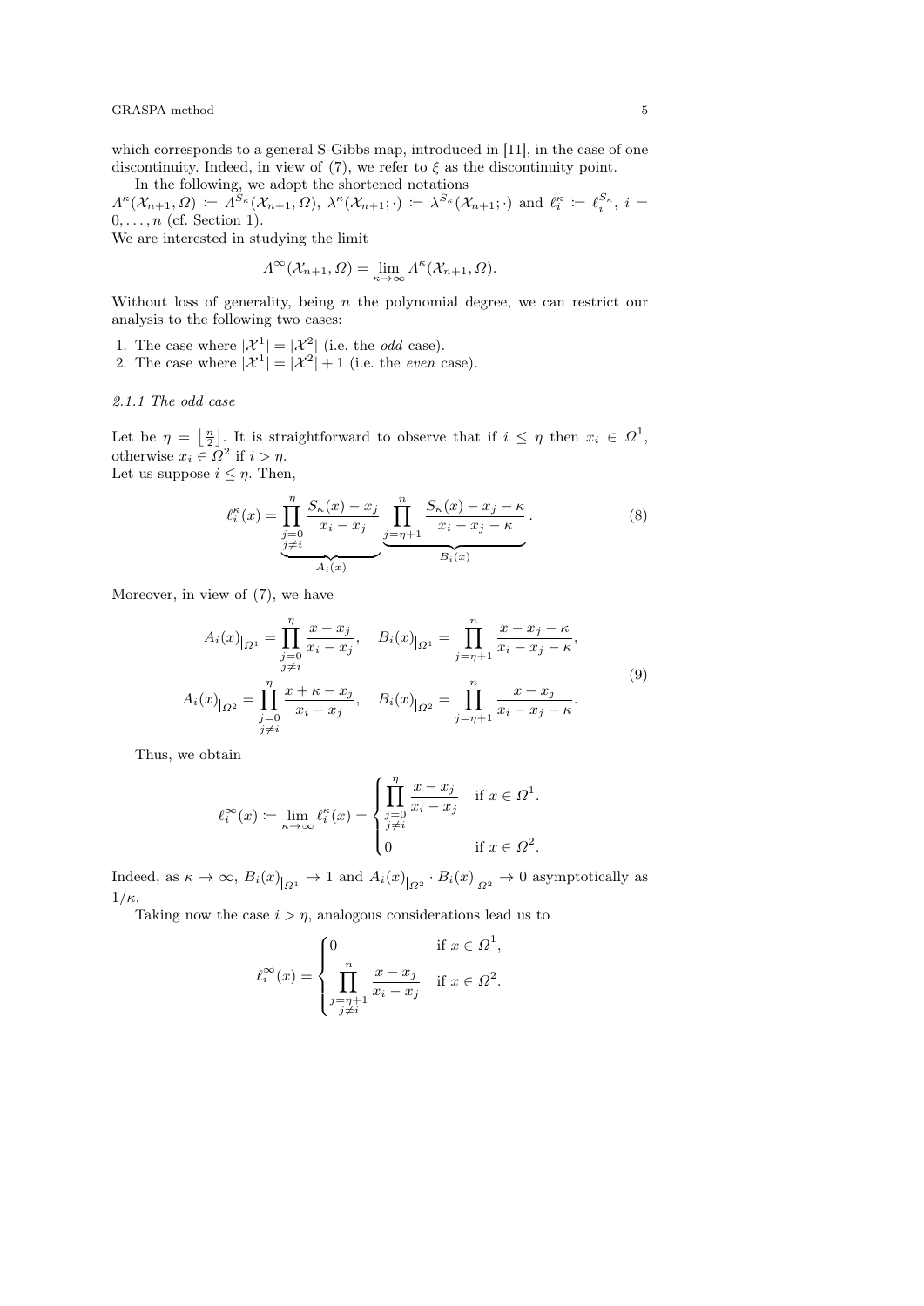which corresponds to a general S-Gibbs map, introduced in [11], in the case of one discontinuity. Indeed, in view of (7), we refer to $\xi$ as the discontinuity point.

In the following, we adopt the shortened notations $\Lambda^{\kappa}(\mathcal{X}_{n+1}, \Omega) \coloneqq \Lambda^{S_\kappa}(\mathcal{X}_{n+1}, \Omega)$, $\lambda^{\kappa}(\mathcal{X}_{n+1}; \cdot) \coloneqq \lambda^{S_\kappa}(\mathcal{X}_{n+1}; \cdot)$ and $\ell_i^{\kappa} \coloneqq \ell_i^{S_\kappa}$, $i = 0, \dots, n$ (cf. Section 1).
We are interested in studying the limit

$$
\Lambda^{\infty}(\mathcal{X}_{n+1}, \Omega) = \lim_{\kappa \to \infty} \Lambda^{\kappa}(\mathcal{X}_{n+1}, \Omega).
$$

Without loss of generality, being $n$ the polynomial degree, we can restrict our analysis to the following two cases:

1. The case where $|\mathcal{X}^1| = |\mathcal{X}^2|$ (i.e. the *odd* case).
2. The case where $|\mathcal{X}^1| = |\mathcal{X}^2| + 1$ (i.e. the *even* case).

#### 2.1.1 The odd case

Let be $\eta = \left\lfloor \frac{n}{2} \right\rfloor$. It is straightforward to observe that if $i \leq \eta$ then $x_i \in \Omega^1$, otherwise $x_i \in \Omega^2$ if $i > \eta$.
Let us suppose $i \leq \eta$. Then,

$$
\ell_i^{\kappa}(x) = \underbrace{\prod_{\substack{j=0 \\ j \neq i}}^{\eta} \frac{S_\kappa(x) - x_j}{x_i - x_j}}_{A_i(x)} \underbrace{\prod_{j=\eta+1}^{n} \frac{S_\kappa(x) - x_j - \kappa}{x_i - x_j - \kappa}}_{B_i(x)}. \tag{8}
$$

Moreover, in view of (7), we have

$$
\begin{aligned}
A_i(x)_{|_{\Omega^1}} &= \prod_{\substack{j=0 \\ j \neq i}}^{\eta} \frac{x - x_j}{x_i - x_j}, \quad B_i(x)_{|_{\Omega^1}} = \prod_{j=\eta+1}^{n} \frac{x - x_j - \kappa}{x_i - x_j - \kappa}, \\
A_i(x)_{|_{\Omega^2}} &= \prod_{\substack{j=0 \\ j \neq i}}^{\eta} \frac{x + \kappa - x_j}{x_i - x_j}, \quad B_i(x)_{|_{\Omega^2}} = \prod_{j=\eta+1}^{n} \frac{x - x_j}{x_i - x_j - \kappa}.
\end{aligned} \tag{9}
$$

Thus, we obtain

$$
\ell_i^{\infty}(x) \coloneqq \lim_{\kappa \to \infty} \ell_i^{\kappa}(x) = \begin{cases} \displaystyle\prod_{\substack{j=0 \\ j \neq i}}^{\eta} \frac{x - x_j}{x_i - x_j} & \text{if } x \in \Omega^1. \\ 0 & \text{if } x \in \Omega^2. \end{cases}
$$

Indeed, as $\kappa \to \infty$, $B_i(x)_{|_{\Omega^1}} \to 1$ and $A_i(x)_{|_{\Omega^2}} \cdot B_i(x)_{|_{\Omega^2}} \to 0$ asymptotically as $1/\kappa$.

Taking now the case $i > \eta$, analogous considerations lead us to

$$
\ell_i^{\infty}(x) = \begin{cases} 0 & \text{if } x \in \Omega^1, \\ \displaystyle\prod_{\substack{j=\eta+1 \\ j \neq i}}^{n} \frac{x - x_j}{x_i - x_j} & \text{if } x \in \Omega^2. \end{cases}
$$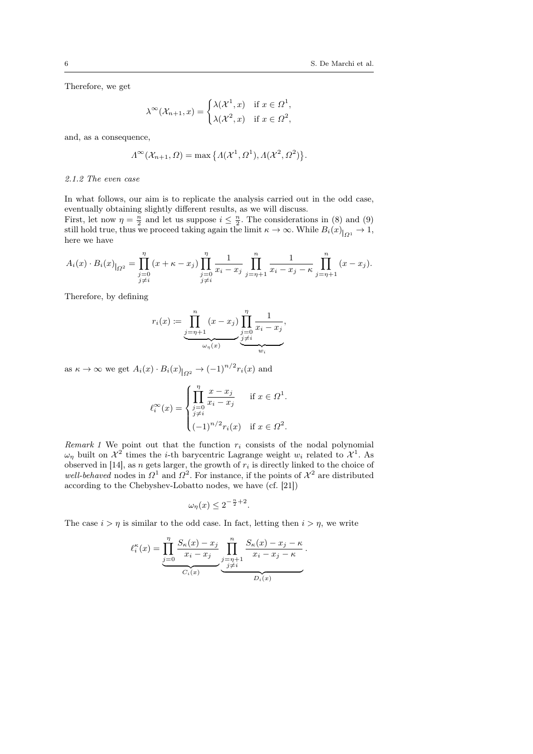Therefore, we get

$$\lambda^{\infty}(\mathcal{X}_{n+1}, x) = \begin{cases} \lambda(\mathcal{X}^1, x) & \text{if } x \in \Omega^1, \\ \lambda(\mathcal{X}^2, x) & \text{if } x \in \Omega^2, \end{cases}$$

and, as a consequence,

$$\Lambda^{\infty}(\mathcal{X}_{n+1}, \Omega) = \max\left\{\Lambda(\mathcal{X}^1, \Omega^1), \Lambda(\mathcal{X}^2, \Omega^2)\right\}.$$

*2.1.2 The even case*

In what follows, our aim is to replicate the analysis carried out in the odd case, eventually obtaining slightly different results, as we will discuss.
First, let now $\eta = \frac{n}{2}$ and let us suppose $i \leq \frac{n}{2}$. The considerations in (8) and (9) still hold true, thus we proceed taking again the limit $\kappa \to \infty$. While $B_i(x)_{|\Omega^1} \to 1$, here we have

$$A_i(x) \cdot B_i(x)_{|\Omega^2} = \prod_{\substack{j=0 \\ j \neq i}}^{\eta} (x + \kappa - x_j) \prod_{\substack{j=0 \\ j \neq i}}^{\eta} \frac{1}{x_i - x_j} \prod_{j=\eta+1}^{n} \frac{1}{x_i - x_j - \kappa} \prod_{j=\eta+1}^{n} (x - x_j).$$

Therefore, by defining

$$r_i(x) \coloneqq \underbrace{\prod_{j=\eta+1}^{n} (x - x_j)}_{\omega_\eta(x)} \underbrace{\prod_{\substack{j=0 \\ j \neq i}}^{\eta} \frac{1}{x_i - x_j}}_{w_i},$$

as $\kappa \to \infty$ we get $A_i(x) \cdot B_i(x)_{|\Omega^2} \to (-1)^{n/2} r_i(x)$ and

$$\ell_i^{\infty}(x) = \begin{cases} \displaystyle\prod_{\substack{j=0 \\ j \neq i}}^{\eta} \frac{x - x_j}{x_i - x_j} & \text{if } x \in \Omega^1. \\ (-1)^{n/2} r_i(x) & \text{if } x \in \Omega^2. \end{cases}$$

*Remark 1* We point out that the function $r_i$ consists of the nodal polynomial $\omega_\eta$ built on $\mathcal{X}^2$ times the $i$-th barycentric Lagrange weight $w_i$ related to $\mathcal{X}^1$. As observed in [14], as $n$ gets larger, the growth of $r_i$ is directly linked to the choice of *well-behaved* nodes in $\Omega^1$ and $\Omega^2$. For instance, if the points of $\mathcal{X}^2$ are distributed according to the Chebyshev-Lobatto nodes, we have (cf. [21])

$$\omega_\eta(x) \leq 2^{-\frac{n}{2}+2}.$$

The case $i > \eta$ is similar to the odd case. In fact, letting then $i > \eta$, we write

$$\ell_i^{\kappa}(x) = \underbrace{\prod_{j=0}^{\eta} \frac{S_\kappa(x) - x_j}{x_i - x_j}}_{C_i(x)} \underbrace{\prod_{\substack{j=\eta+1 \\ j \neq i}}^{n} \frac{S_\kappa(x) - x_j - \kappa}{x_i - x_j - \kappa}}_{D_i(x)}.$$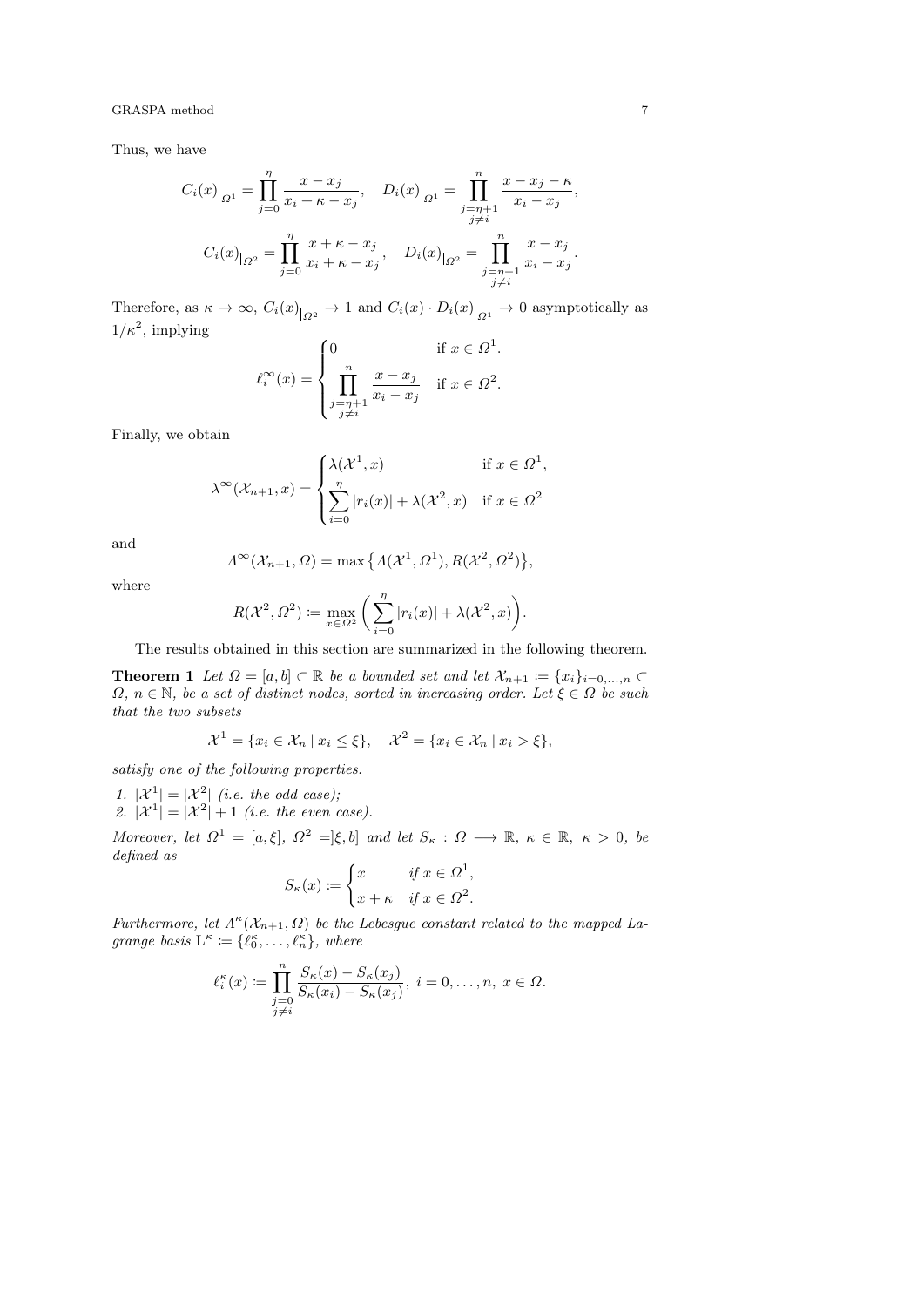Thus, we have

$$C_i(x)\big|_{\Omega^1} = \prod_{j=0}^{\eta} \frac{x - x_j}{x_i + \kappa - x_j}, \quad D_i(x)\big|_{\Omega^1} = \prod_{\substack{j=\eta+1 \\ j\neq i}}^{n} \frac{x - x_j - \kappa}{x_i - x_j},$$

$$C_i(x)\big|_{\Omega^2} = \prod_{j=0}^{\eta} \frac{x + \kappa - x_j}{x_i + \kappa - x_j}, \quad D_i(x)\big|_{\Omega^2} = \prod_{\substack{j=\eta+1 \\ j\neq i}}^{n} \frac{x - x_j}{x_i - x_j}.$$

Therefore, as $\kappa \to \infty$, $C_i(x)\big|_{\Omega^2} \to 1$ and $C_i(x) \cdot D_i(x)\big|_{\Omega^1} \to 0$ asymptotically as $1/\kappa^2$, implying

$$\ell_i^{\infty}(x) = \begin{cases} 0 & \text{if } x \in \Omega^1. \\ \displaystyle\prod_{\substack{j=\eta+1 \\ j\neq i}}^{n} \frac{x - x_j}{x_i - x_j} & \text{if } x \in \Omega^2. \end{cases}$$

Finally, we obtain

$$\lambda^{\infty}(\mathcal{X}_{n+1}, x) = \begin{cases} \lambda(\mathcal{X}^1, x) & \text{if } x \in \Omega^1, \\ \displaystyle\sum_{i=0}^{\eta} |r_i(x)| + \lambda(\mathcal{X}^2, x) & \text{if } x \in \Omega^2 \end{cases}$$

and

$$\Lambda^{\infty}(\mathcal{X}_{n+1}, \Omega) = \max\left\{\Lambda(\mathcal{X}^1, \Omega^1), R(\mathcal{X}^2, \Omega^2)\right\},$$

where

$$R(\mathcal{X}^2, \Omega^2) \coloneqq \max_{x\in\Omega^2} \bigg( \sum_{i=0}^{\eta} |r_i(x)| + \lambda(\mathcal{X}^2, x) \bigg).$$

The results obtained in this section are summarized in the following theorem.

**Theorem 1** *Let $\Omega = [a, b] \subset \mathbb{R}$ be a bounded set and let $\mathcal{X}_{n+1} \coloneqq \{x_i\}_{i=0,\dots,n} \subset \Omega$, $n \in \mathbb{N}$, be a set of distinct nodes, sorted in increasing order. Let $\xi \in \Omega$ be such that the two subsets*

$$\mathcal{X}^1 = \{x_i \in \mathcal{X}_n \mid x_i \leq \xi\}, \quad \mathcal{X}^2 = \{x_i \in \mathcal{X}_n \mid x_i > \xi\},$$

*satisfy one of the following properties.*

1. *$|\mathcal{X}^1| = |\mathcal{X}^2|$ (i.e. the odd case);*
2. *$|\mathcal{X}^1| = |\mathcal{X}^2| + 1$ (i.e. the even case).*

*Moreover, let $\Omega^1 = [a, \xi]$, $\Omega^2 = ]\xi, b]$ and let $S_\kappa : \Omega \longrightarrow \mathbb{R}$, $\kappa \in \mathbb{R}$, $\kappa > 0$, be defined as*

$$S_\kappa(x) \coloneqq \begin{cases} x & \text{if } x \in \Omega^1, \\ x + \kappa & \text{if } x \in \Omega^2. \end{cases}$$

*Furthermore, let $\Lambda^{\kappa}(\mathcal{X}_{n+1}, \Omega)$ be the Lebesgue constant related to the mapped Lagrange basis $\mathrm{L}^{\kappa} \coloneqq \{\ell_0^{\kappa}, \dots, \ell_n^{\kappa}\}$, where*

$$\ell_i^{\kappa}(x) \coloneqq \prod_{\substack{j=0 \\ j\neq i}}^{n} \frac{S_\kappa(x) - S_\kappa(x_j)}{S_\kappa(x_i) - S_\kappa(x_j)},\ i = 0, \dots, n,\ x \in \Omega.$$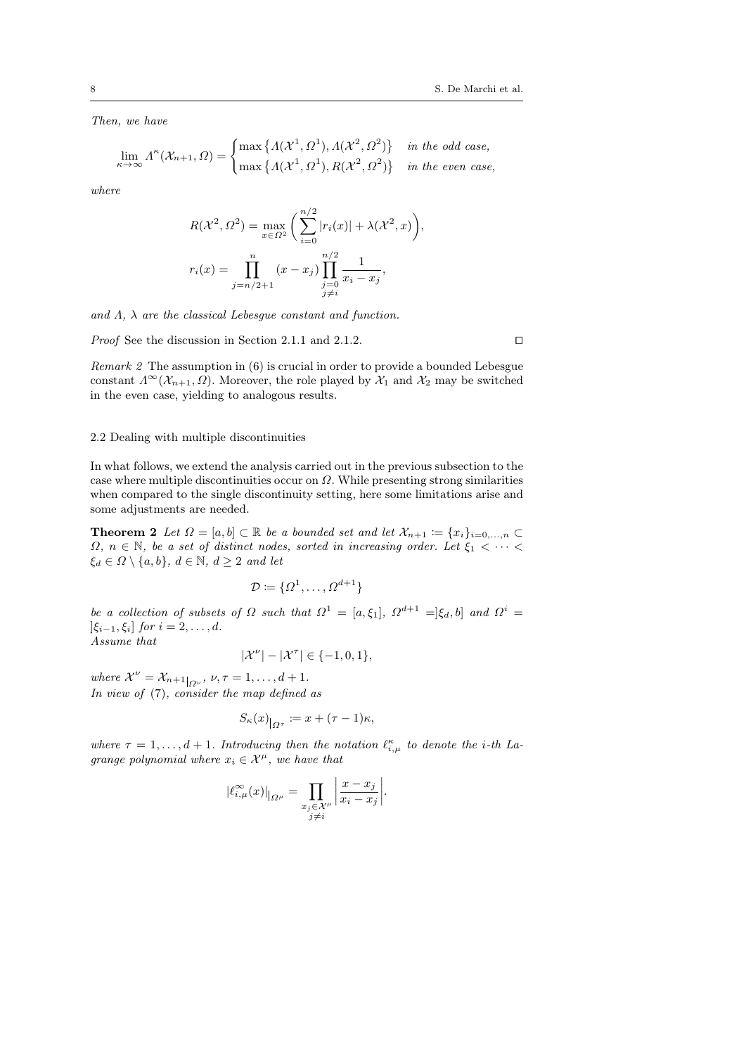*Then, we have*

$$\lim_{\kappa\to\infty} \Lambda^{\kappa}(\mathcal{X}_{n+1},\Omega) = \begin{cases} \max\left\{\Lambda(\mathcal{X}^1,\Omega^1),\Lambda(\mathcal{X}^2,\Omega^2)\right\} & \textit{in the odd case,}\\ \max\left\{\Lambda(\mathcal{X}^1,\Omega^1),R(\mathcal{X}^2,\Omega^2)\right\} & \textit{in the even case,}\end{cases}$$

*where*

$$R(\mathcal{X}^2,\Omega^2) = \max_{x\in\Omega^2}\bigg(\sum_{i=0}^{n/2}|r_i(x)| + \lambda(\mathcal{X}^2,x)\bigg),$$

$$r_i(x) = \prod_{j=n/2+1}^{n}(x-x_j)\prod_{\substack{j=0\\ j\neq i}}^{n/2}\frac{1}{x_i-x_j},$$

*and $\Lambda$, $\lambda$ are the classical Lebesgue constant and function.*

*Proof* See the discussion in Section 2.1.1 and 2.1.2. ◻

*Remark 2* The assumption in (6) is crucial in order to provide a bounded Lebesgue constant $\Lambda^{\infty}(\mathcal{X}_{n+1},\Omega)$. Moreover, the role played by $\mathcal{X}_1$ and $\mathcal{X}_2$ may be switched in the even case, yielding to analogous results.

### 2.2 Dealing with multiple discontinuities

In what follows, we extend the analysis carried out in the previous subsection to the case where multiple discontinuities occur on $\Omega$. While presenting strong similarities when compared to the single discontinuity setting, here some limitations arise and some adjustments are needed.

**Theorem 2** *Let $\Omega = [a,b]\subset\mathbb{R}$ be a bounded set and let $\mathcal{X}_{n+1} \coloneqq \{x_i\}_{i=0,\dots,n}\subset\Omega$, $n\in\mathbb{N}$, be a set of distinct nodes, sorted in increasing order. Let $\xi_1<\cdots<\xi_d\in\Omega\setminus\{a,b\}$, $d\in\mathbb{N}$, $d\geq 2$ and let*

$$\mathcal{D}\coloneqq\{\Omega^1,\dots,\Omega^{d+1}\}$$

*be a collection of subsets of $\Omega$ such that $\Omega^1=[a,\xi_1]$, $\Omega^{d+1}=]\xi_d,b]$ and $\Omega^i=]\xi_{i-1},\xi_i]$ for $i=2,\dots,d$.*
*Assume that*

$$|\mathcal{X}^{\nu}|-|\mathcal{X}^{\tau}|\in\{-1,0,1\},$$

*where $\mathcal{X}^{\nu}=\mathcal{X}_{n+1}|_{\Omega^{\nu}}$, $\nu,\tau=1,\dots,d+1$.*
*In view of (7), consider the map defined as*

$$S_{\kappa}(x)\big|_{\Omega^{\tau}} \coloneqq x+(\tau-1)\kappa,$$

*where $\tau=1,\dots,d+1$. Introducing then the notation $\ell^{\kappa}_{i,\mu}$ to denote the $i$-th Lagrange polynomial where $x_i\in\mathcal{X}^{\mu}$, we have that*

$$|\ell^{\infty}_{i,\mu}(x)|_{|\Omega^{\mu}} = \prod_{\substack{x_j\in\mathcal{X}^{\mu}\\ j\neq i}}\bigg|\frac{x-x_j}{x_i-x_j}\bigg|.$$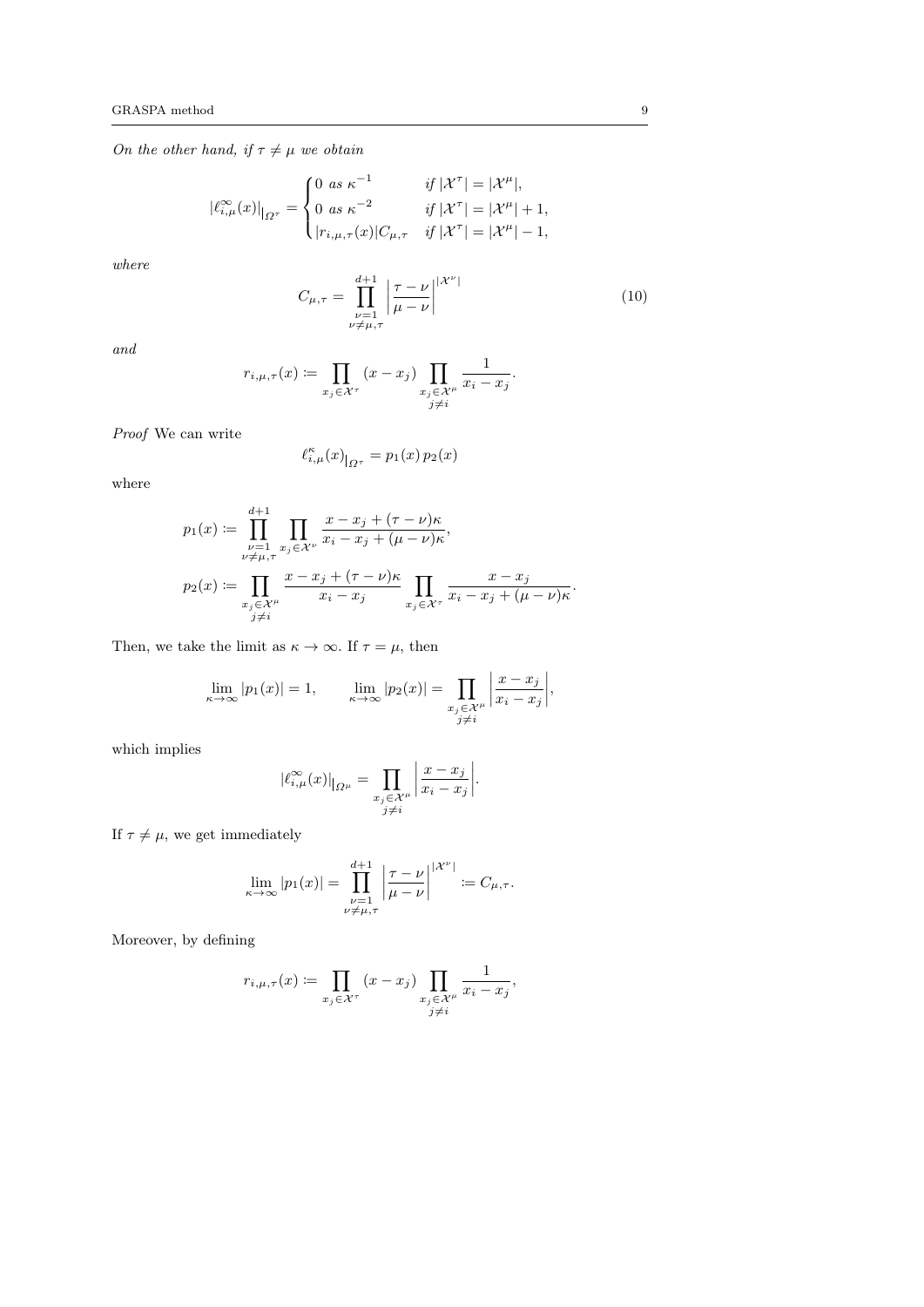*On the other hand, if $\tau \neq \mu$ we obtain*

$$
|\ell^{\infty}_{i,\mu}(x)|_{|\Omega^{\tau}} = \begin{cases} 0 \text{ as } \kappa^{-1} & \text{if } |\mathcal{X}^{\tau}| = |\mathcal{X}^{\mu}|, \\ 0 \text{ as } \kappa^{-2} & \text{if } |\mathcal{X}^{\tau}| = |\mathcal{X}^{\mu}| + 1, \\ |r_{i,\mu,\tau}(x)| C_{\mu,\tau} & \text{if } |\mathcal{X}^{\tau}| = |\mathcal{X}^{\mu}| - 1, \end{cases}
$$

*where*

$$
C_{\mu,\tau} = \prod_{\substack{\nu=1 \\ \nu \neq \mu,\tau}}^{d+1} \left| \frac{\tau - \nu}{\mu - \nu} \right|^{|\mathcal{X}^{\nu}|} \tag{10}
$$

*and*

$$
r_{i,\mu,\tau}(x) \coloneqq \prod_{x_j \in \mathcal{X}^{\tau}} (x - x_j) \prod_{\substack{x_j \in \mathcal{X}^{\mu} \\ j \neq i}} \frac{1}{x_i - x_j}.
$$

*Proof* We can write

$$
\ell^{\kappa}_{i,\mu}(x)_{|\Omega^{\tau}} = p_1(x)\, p_2(x)
$$

where

$$
\begin{aligned}
p_1(x) &\coloneqq \prod_{\substack{\nu=1 \\ \nu \neq \mu,\tau}}^{d+1} \prod_{x_j \in \mathcal{X}^{\nu}} \frac{x - x_j + (\tau - \nu)\kappa}{x_i - x_j + (\mu - \nu)\kappa}, \\
p_2(x) &\coloneqq \prod_{\substack{x_j \in \mathcal{X}^{\mu} \\ j \neq i}} \frac{x - x_j + (\tau - \nu)\kappa}{x_i - x_j} \prod_{x_j \in \mathcal{X}^{\tau}} \frac{x - x_j}{x_i - x_j + (\mu - \nu)\kappa}.
\end{aligned}
$$

Then, we take the limit as $\kappa \to \infty$. If $\tau = \mu$, then

$$
\lim_{\kappa \to \infty} |p_1(x)| = 1, \qquad \lim_{\kappa \to \infty} |p_2(x)| = \prod_{\substack{x_j \in \mathcal{X}^{\mu} \\ j \neq i}} \left| \frac{x - x_j}{x_i - x_j} \right|,
$$

which implies

$$
|\ell^{\infty}_{i,\mu}(x)|_{|\Omega^{\mu}} = \prod_{\substack{x_j \in \mathcal{X}^{\mu} \\ j \neq i}} \left| \frac{x - x_j}{x_i - x_j} \right|.
$$

If $\tau \neq \mu$, we get immediately

$$
\lim_{\kappa \to \infty} |p_1(x)| = \prod_{\substack{\nu=1 \\ \nu \neq \mu,\tau}}^{d+1} \left| \frac{\tau - \nu}{\mu - \nu} \right|^{|\mathcal{X}^{\nu}|} \coloneqq C_{\mu,\tau}.
$$

Moreover, by defining

$$
r_{i,\mu,\tau}(x) \coloneqq \prod_{x_j \in \mathcal{X}^{\tau}} (x - x_j) \prod_{\substack{x_j \in \mathcal{X}^{\mu} \\ j \neq i}} \frac{1}{x_i - x_j},
$$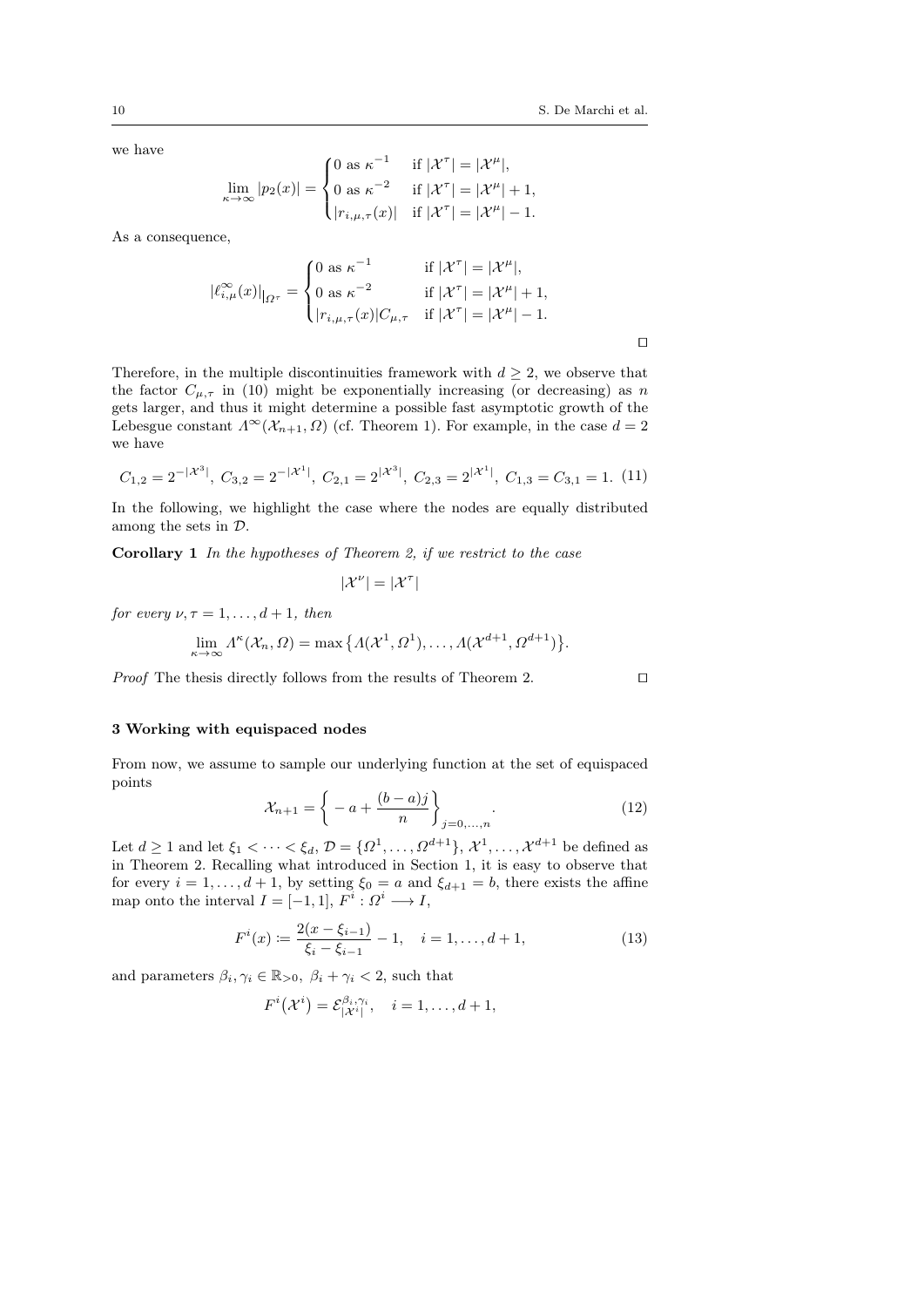we have

$$\lim_{\kappa\to\infty} |p_2(x)| = \begin{cases} 0 \text{ as } \kappa^{-1} & \text{if } |\mathcal{X}^\tau| = |\mathcal{X}^\mu|, \\ 0 \text{ as } \kappa^{-2} & \text{if } |\mathcal{X}^\tau| = |\mathcal{X}^\mu| + 1, \\ |r_{i,\mu,\tau}(x)| & \text{if } |\mathcal{X}^\tau| = |\mathcal{X}^\mu| - 1. \end{cases}$$

As a consequence,

$$|\ell^\infty_{i,\mu}(x)|_{|\Omega^\tau} = \begin{cases} 0 \text{ as } \kappa^{-1} & \text{if } |\mathcal{X}^\tau| = |\mathcal{X}^\mu|, \\ 0 \text{ as } \kappa^{-2} & \text{if } |\mathcal{X}^\tau| = |\mathcal{X}^\mu| + 1, \\ |r_{i,\mu,\tau}(x)| C_{\mu,\tau} & \text{if } |\mathcal{X}^\tau| = |\mathcal{X}^\mu| - 1. \end{cases}$$

□

Therefore, in the multiple discontinuities framework with $d \geq 2$, we observe that the factor $C_{\mu,\tau}$ in (10) might be exponentially increasing (or decreasing) as $n$ gets larger, and thus it might determine a possible fast asymptotic growth of the Lebesgue constant $\Lambda^\infty(\mathcal{X}_{n+1}, \Omega)$ (cf. Theorem 1). For example, in the case $d = 2$ we have

$$C_{1,2} = 2^{-|\mathcal{X}^3|},\ C_{3,2} = 2^{-|\mathcal{X}^1|},\ C_{2,1} = 2^{|\mathcal{X}^3|},\ C_{2,3} = 2^{|\mathcal{X}^1|},\ C_{1,3} = C_{3,1} = 1. \quad (11)$$

In the following, we highlight the case where the nodes are equally distributed among the sets in $\mathcal{D}$.

**Corollary 1** *In the hypotheses of Theorem 2, if we restrict to the case*

$$|\mathcal{X}^\nu| = |\mathcal{X}^\tau|$$

*for every* $\nu, \tau = 1, \ldots, d+1$, *then*

$$\lim_{\kappa\to\infty} \Lambda^\kappa(\mathcal{X}_n, \Omega) = \max\left\{\Lambda(\mathcal{X}^1, \Omega^1), \ldots, \Lambda(\mathcal{X}^{d+1}, \Omega^{d+1})\right\}.$$

*Proof* The thesis directly follows from the results of Theorem 2. □

## 3 Working with equispaced nodes

From now, we assume to sample our underlying function at the set of equispaced points

$$\mathcal{X}_{n+1} = \left\{ -a + \frac{(b-a)j}{n} \right\}_{j=0,\ldots,n}. \quad (12)$$

Let $d \geq 1$ and let $\xi_1 < \cdots < \xi_d$, $\mathcal{D} = \{\Omega^1, \ldots, \Omega^{d+1}\}$, $\mathcal{X}^1, \ldots, \mathcal{X}^{d+1}$ be defined as in Theorem 2. Recalling what introduced in Section 1, it is easy to observe that for every $i = 1, \ldots, d+1$, by setting $\xi_0 = a$ and $\xi_{d+1} = b$, there exists the affine map onto the interval $I = [-1, 1]$, $F^i : \Omega^i \longrightarrow I$,

$$F^i(x) \coloneqq \frac{2(x - \xi_{i-1})}{\xi_i - \xi_{i-1}} - 1, \quad i = 1, \ldots, d+1, \quad (13)$$

and parameters $\beta_i, \gamma_i \in \mathbb{R}_{>0}$, $\beta_i + \gamma_i < 2$, such that

$$F^i\left(\mathcal{X}^i\right) = \mathcal{E}^{\beta_i,\gamma_i}_{|\mathcal{X}^i|}, \quad i = 1, \ldots, d+1,$$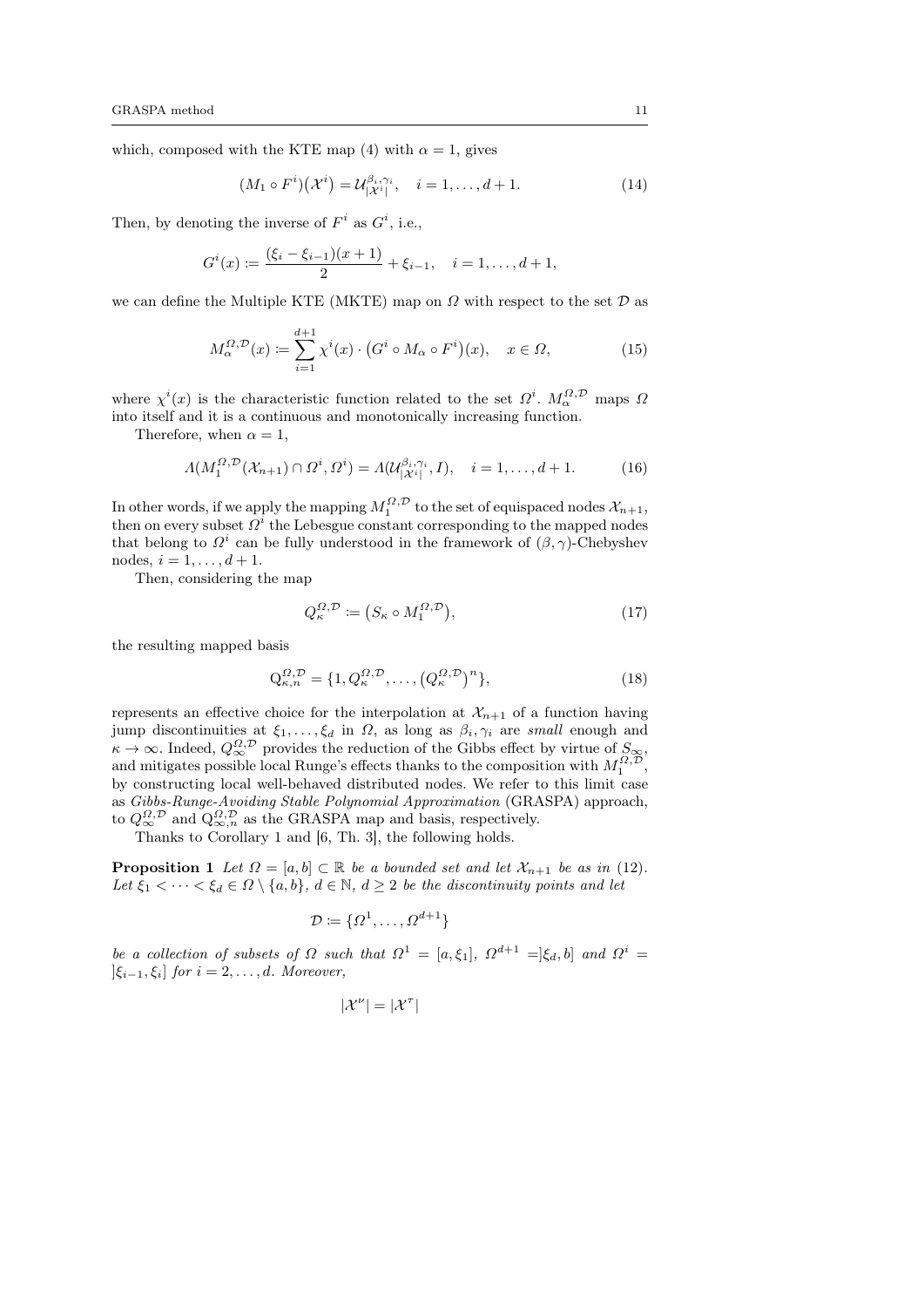which, composed with the KTE map (4) with $\alpha = 1$, gives

$$(M_1 \circ F^i)(\mathcal{X}^i) = \mathcal{U}^{\beta_i,\gamma_i}_{|\mathcal{X}^i|}, \quad i = 1, \ldots, d+1. \tag{14}$$

Then, by denoting the inverse of $F^i$ as $G^i$, i.e.,

$$G^i(x) \coloneqq \frac{(\xi_i - \xi_{i-1})(x+1)}{2} + \xi_{i-1}, \quad i = 1, \ldots, d+1,$$

we can define the Multiple KTE (MKTE) map on $\Omega$ with respect to the set $\mathcal{D}$ as

$$M^{\Omega,\mathcal{D}}_\alpha(x) \coloneqq \sum_{i=1}^{d+1} \chi^i(x) \cdot \left(G^i \circ M_\alpha \circ F^i\right)(x), \quad x \in \Omega, \tag{15}$$

where $\chi^i(x)$ is the characteristic function related to the set $\Omega^i$. $M^{\Omega,\mathcal{D}}_\alpha$ maps $\Omega$ into itself and it is a continuous and monotonically increasing function.

Therefore, when $\alpha = 1$,

$$\Lambda(M^{\Omega,\mathcal{D}}_1(\mathcal{X}_{n+1}) \cap \Omega^i, \Omega^i) = \Lambda(\mathcal{U}^{\beta_i,\gamma_i}_{|\mathcal{X}^i|}, I), \quad i = 1, \ldots, d+1. \tag{16}$$

In other words, if we apply the mapping $M^{\Omega,\mathcal{D}}_1$ to the set of equispaced nodes $\mathcal{X}_{n+1}$, then on every subset $\Omega^i$ the Lebesgue constant corresponding to the mapped nodes that belong to $\Omega^i$ can be fully understood in the framework of $(\beta, \gamma)$-Chebyshev nodes, $i = 1, \ldots, d+1$.

Then, considering the map

$$Q^{\Omega,\mathcal{D}}_\kappa \coloneqq \left(S_\kappa \circ M^{\Omega,\mathcal{D}}_1\right), \tag{17}$$

the resulting mapped basis

$$\mathrm{Q}^{\Omega,\mathcal{D}}_{\kappa,n} = \{1, Q^{\Omega,\mathcal{D}}_\kappa, \ldots, \left(Q^{\Omega,\mathcal{D}}_\kappa\right)^n\}, \tag{18}$$

represents an effective choice for the interpolation at $\mathcal{X}_{n+1}$ of a function having jump discontinuities at $\xi_1, \ldots, \xi_d$ in $\Omega$, as long as $\beta_i, \gamma_i$ are *small* enough and $\kappa \to \infty$. Indeed, $Q^{\Omega,\mathcal{D}}_\infty$ provides the reduction of the Gibbs effect by virtue of $S_\infty$, and mitigates possible local Runge's effects thanks to the composition with $M^{\Omega,\mathcal{D}}_1$, by constructing local well-behaved distributed nodes. We refer to this limit case as *Gibbs-Runge-Avoiding Stable Polynomial Approximation* (GRASPA) approach, to $Q^{\Omega,\mathcal{D}}_\infty$ and $\mathrm{Q}^{\Omega,\mathcal{D}}_{\infty,n}$ as the GRASPA map and basis, respectively.

Thanks to Corollary 1 and [6, Th. 3], the following holds.

**Proposition 1** *Let $\Omega = [a, b] \subset \mathbb{R}$ be a bounded set and let $\mathcal{X}_{n+1}$ be as in* (12). *Let $\xi_1 < \cdots < \xi_d \in \Omega \setminus \{a, b\}$, $d \in \mathbb{N}$, $d \geq 2$ be the discontinuity points and let*

$$\mathcal{D} \coloneqq \{\Omega^1, \ldots, \Omega^{d+1}\}$$

*be a collection of subsets of $\Omega$ such that $\Omega^1 = [a, \xi_1]$, $\Omega^{d+1} = ]\xi_d, b]$ and $\Omega^i = ]\xi_{i-1}, \xi_i]$ for $i = 2, \ldots, d$. Moreover,*

$$|\mathcal{X}^\nu| = |\mathcal{X}^\tau|$$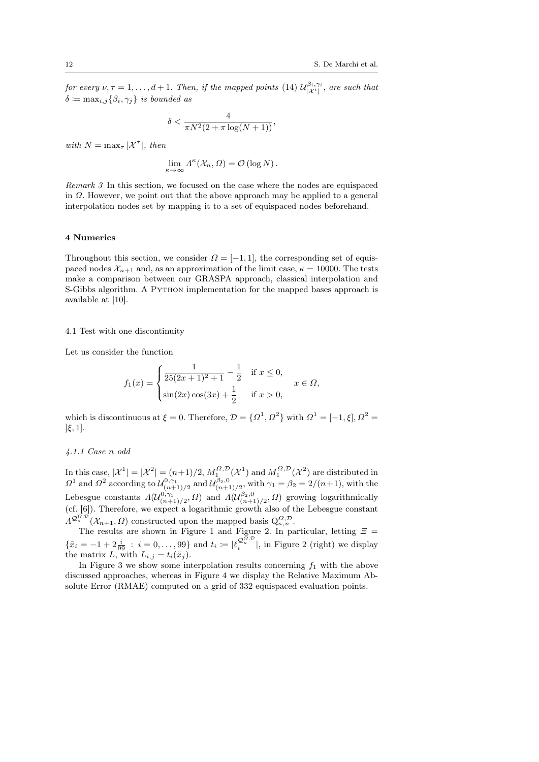*for every $\nu, \tau = 1, \dots, d+1$. Then, if the mapped points* (14) $\mathcal{U}^{\beta_i,\gamma_i}_{|\mathcal{X}^i|}$*, are such that* $\delta := \max_{i,j}\{\beta_i, \gamma_j\}$ *is bounded as*

$$\delta < \frac{4}{\pi N^2(2 + \pi \log(N+1))},$$

*with* $N = \max_\tau |\mathcal{X}^\tau|$*, then*

$$\lim_{\kappa \to \infty} \Lambda^\kappa(\mathcal{X}_n, \Omega) = \mathcal{O}(\log N).$$

*Remark 3* In this section, we focused on the case where the nodes are equispaced in $\Omega$. However, we point out that the above approach may be applied to a general interpolation nodes set by mapping it to a set of equispaced nodes beforehand.

## 4 Numerics

Throughout this section, we consider $\Omega = [-1, 1]$, the corresponding set of equispaced nodes $\mathcal{X}_{n+1}$ and, as an approximation of the limit case, $\kappa = 10000$. The tests make a comparison between our GRASPA approach, classical interpolation and S-Gibbs algorithm. A Python implementation for the mapped bases approach is available at [10].

### 4.1 Test with one discontinuity

Let us consider the function

$$f_1(x) = \begin{cases} \dfrac{1}{25(2x+1)^2+1} - \dfrac{1}{2} & \text{if } x \le 0, \\ \sin(2x)\cos(3x) + \dfrac{1}{2} & \text{if } x > 0, \end{cases} \quad x \in \Omega,$$

which is discontinuous at $\xi = 0$. Therefore, $\mathcal{D} = \{\Omega^1, \Omega^2\}$ with $\Omega^1 = [-1, \xi]$, $\Omega^2 = ]\xi, 1]$.

#### *4.1.1 Case n odd*

In this case, $|\mathcal{X}^1| = |\mathcal{X}^2| = (n+1)/2$, $M_1^{\Omega,\mathcal{D}}(\mathcal{X}^1)$ and $M_1^{\Omega,\mathcal{D}}(\mathcal{X}^2)$ are distributed in $\Omega^1$ and $\Omega^2$ according to $\mathcal{U}^{0,\gamma_1}_{(n+1)/2}$ and $\mathcal{U}^{\beta_2,0}_{(n+1)/2}$, with $\gamma_1 = \beta_2 = 2/(n+1)$, with the Lebesgue constants $\Lambda(\mathcal{U}^{0,\gamma_1}_{(n+1)/2}, \Omega)$ and $\Lambda(\mathcal{U}^{\beta_2,0}_{(n+1)/2}, \Omega)$ growing logarithmically (cf. [6]). Therefore, we expect a logarithmic growth also of the Lebesgue constant $\Lambda^{\mathcal{Q}^{\Omega,\mathcal{D}}_\kappa}(\mathcal{X}_{n+1}, \Omega)$ constructed upon the mapped basis $\mathrm{Q}^{\Omega,\mathcal{D}}_{\kappa,n}$.

The results are shown in Figure 1 and Figure 2. In particular, letting $\Xi = \{\tilde{x}_i = -1 + 2\frac{i}{99} \, : \, i = 0, \dots, 99\}$ and $t_i := |\ell_i^{\mathcal{Q}^{\Omega,\mathcal{D}}_\kappa}|$, in Figure 2 (right) we display the matrix $L$, with $L_{i,j} = t_i(\tilde{x}_j)$.

In Figure 3 we show some interpolation results concerning $f_1$ with the above discussed approaches, whereas in Figure 4 we display the Relative Maximum Absolute Error (RMAE) computed on a grid of 332 equispaced evaluation points.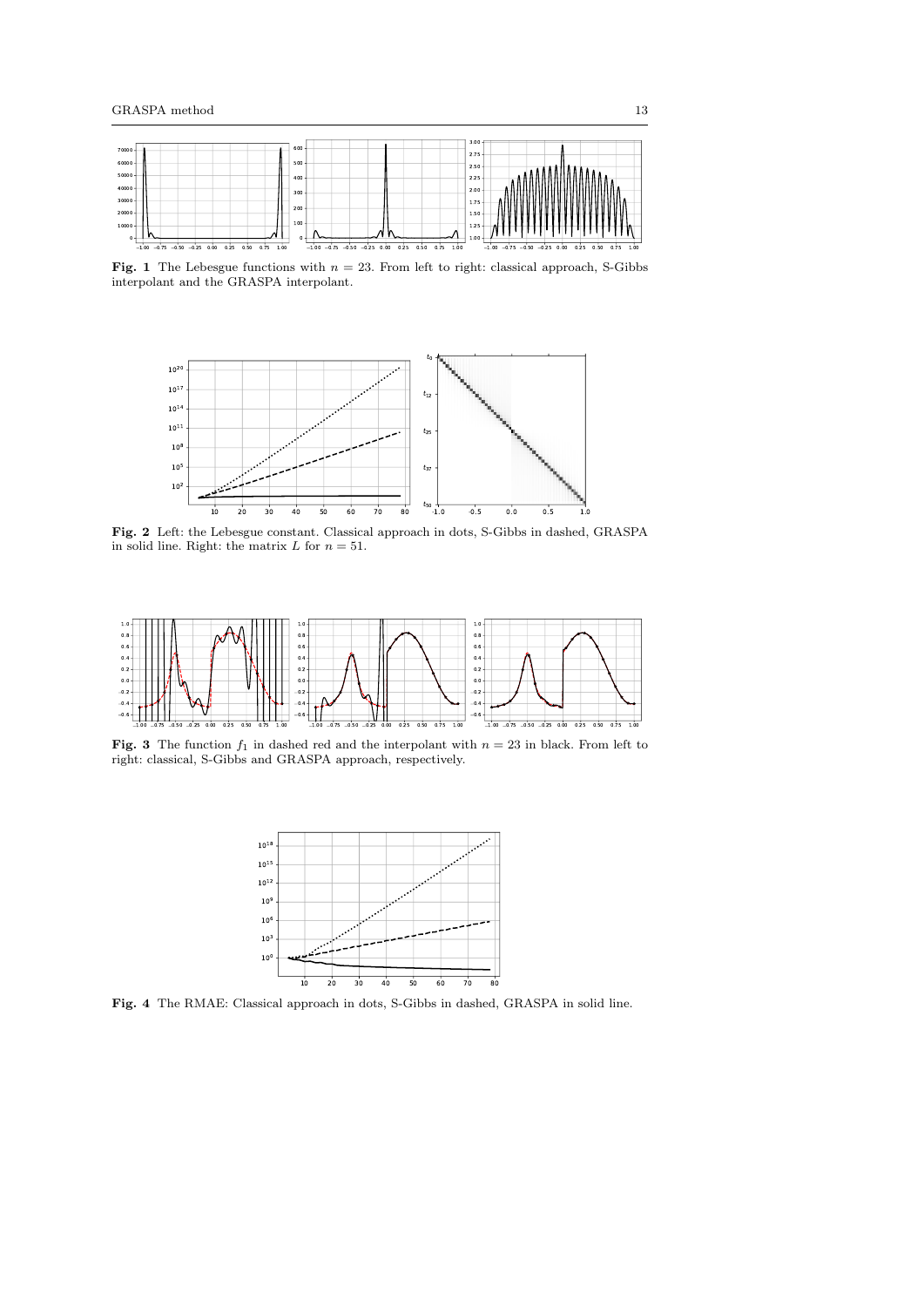**Fig. 1** The Lebesgue functions with $n = 23$. From left to right: classical approach, S-Gibbs interpolant and the GRASPA interpolant.

**Fig. 2** Left: the Lebesgue constant. Classical approach in dots, S-Gibbs in dashed, GRASPA in solid line. Right: the matrix $L$ for $n = 51$.

**Fig. 3** The function $f_1$ in dashed red and the interpolant with $n = 23$ in black. From left to right: classical, S-Gibbs and GRASPA approach, respectively.

**Fig. 4** The RMAE: Classical approach in dots, S-Gibbs in dashed, GRASPA in solid line.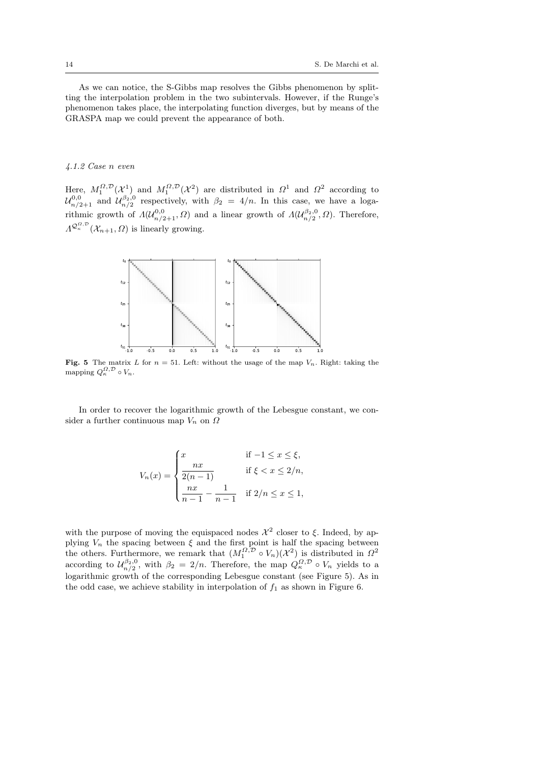As we can notice, the S-Gibbs map resolves the Gibbs phenomenon by splitting the interpolation problem in the two subintervals. However, if the Runge's phenomenon takes place, the interpolating function diverges, but by means of the GRASPA map we could prevent the appearance of both.

#### 4.1.2 Case n even

Here, $M_1^{\Omega,\mathcal{D}}(\mathcal{X}^1)$ and $M_1^{\Omega,\mathcal{D}}(\mathcal{X}^2)$ are distributed in $\Omega^1$ and $\Omega^2$ according to $\mathcal{U}^{0,0}_{n/2+1}$ and $\mathcal{U}^{\beta_2,0}_{n/2}$ respectively, with $\beta_2 = 4/n$. In this case, we have a logarithmic growth of $\Lambda(\mathcal{U}^{0,0}_{n/2+1}, \Omega)$ and a linear growth of $\Lambda(\mathcal{U}^{\beta_2,0}_{n/2}, \Omega)$. Therefore, $\Lambda^{\mathcal{Q}^{\Omega,\mathcal{D}}_\kappa}(\mathcal{X}_{n+1}, \Omega)$ is linearly growing.

**Fig. 5** The matrix $L$ for $n = 51$. Left: without the usage of the map $V_n$. Right: taking the mapping $Q^{\Omega,\mathcal{D}}_\kappa \circ V_n$.

In order to recover the logarithmic growth of the Lebesgue constant, we consider a further continuous map $V_n$ on $\Omega$

$$
V_n(x) = \begin{cases} x & \text{if } -1 \leq x \leq \xi, \\ \dfrac{nx}{2(n-1)} & \text{if } \xi < x \leq 2/n, \\ \dfrac{nx}{n-1} - \dfrac{1}{n-1} & \text{if } 2/n \leq x \leq 1, \end{cases}
$$

with the purpose of moving the equispaced nodes $\mathcal{X}^2$ closer to $\xi$. Indeed, by applying $V_n$ the spacing between $\xi$ and the first point is half the spacing between the others. Furthermore, we remark that $(M_1^{\Omega,\mathcal{D}} \circ V_n)(\mathcal{X}^2)$ is distributed in $\Omega^2$ according to $\mathcal{U}^{\beta_2,0}_{n/2}$, with $\beta_2 = 2/n$. Therefore, the map $Q^{\Omega,\mathcal{D}}_\kappa \circ V_n$ yields to a logarithmic growth of the corresponding Lebesgue constant (see Figure 5). As in the odd case, we achieve stability in interpolation of $f_1$ as shown in Figure 6.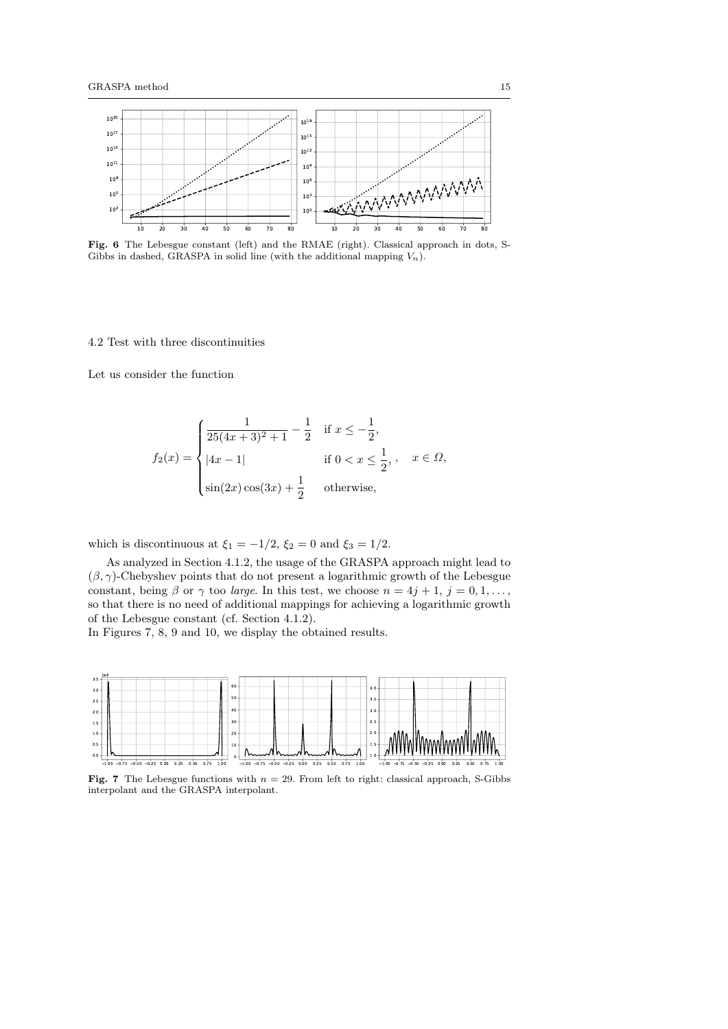Fig. 6 The Lebesgue constant (left) and the RMAE (right). Classical approach in dots, S-Gibbs in dashed, GRASPA in solid line (with the additional mapping $V_n$).

### 4.2 Test with three discontinuities

Let us consider the function

$$
f_2(x) = \begin{cases} \dfrac{1}{25(4x+3)^2+1} - \dfrac{1}{2} & \text{if } x \le -\dfrac{1}{2}, \\ |4x-1| & \text{if } 0 < x \le \dfrac{1}{2}, \\ \sin(2x)\cos(3x) + \dfrac{1}{2} & \text{otherwise}, \end{cases}, \quad x \in \Omega,
$$

which is discontinuous at $\xi_1 = -1/2$, $\xi_2 = 0$ and $\xi_3 = 1/2$.

As analyzed in Section 4.1.2, the usage of the GRASPA approach might lead to $(\beta, \gamma)$-Chebyshev points that do not present a logarithmic growth of the Lebesgue constant, being $\beta$ or $\gamma$ too *large*. In this test, we choose $n = 4j + 1$, $j = 0, 1, \ldots,$ so that there is no need of additional mappings for achieving a logarithmic growth of the Lebesgue constant (cf. Section 4.1.2).
In Figures 7, 8, 9 and 10, we display the obtained results.

Fig. 7 The Lebesgue functions with $n = 29$. From left to right: classical approach, S-Gibbs interpolant and the GRASPA interpolant.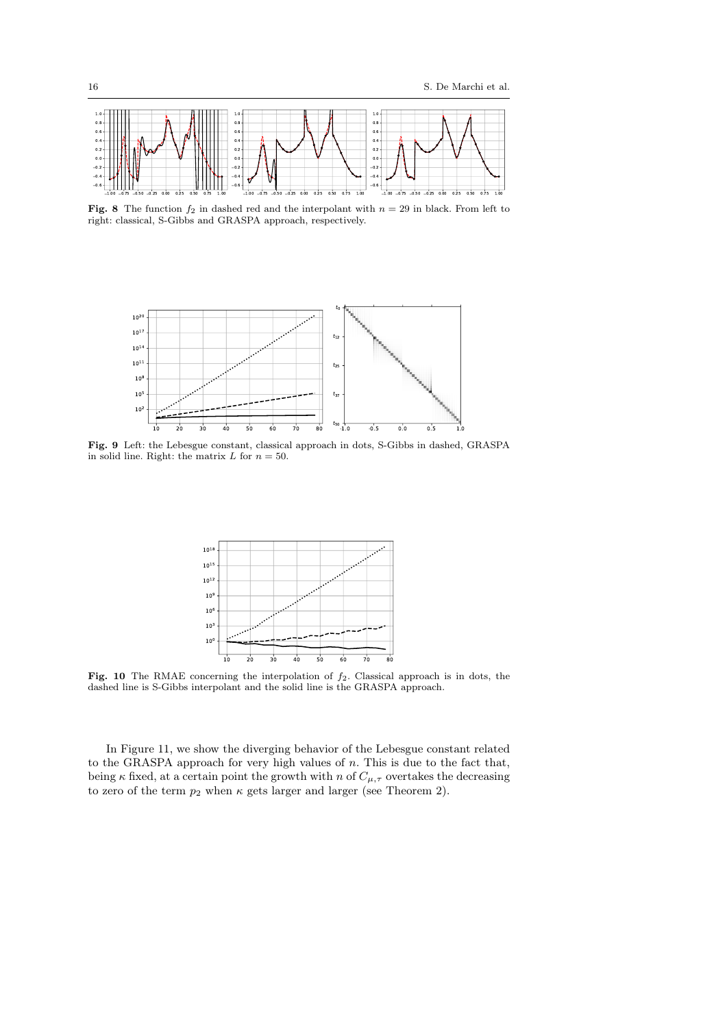**Fig. 8** The function $f_2$ in dashed red and the interpolant with $n = 29$ in black. From left to right: classical, S-Gibbs and GRASPA approach, respectively.

**Fig. 9** Left: the Lebesgue constant, classical approach in dots, S-Gibbs in dashed, GRASPA in solid line. Right: the matrix $L$ for $n = 50$.

**Fig. 10** The RMAE concerning the interpolation of $f_2$. Classical approach is in dots, the dashed line is S-Gibbs interpolant and the solid line is the GRASPA approach.

In Figure 11, we show the diverging behavior of the Lebesgue constant related to the GRASPA approach for very high values of $n$. This is due to the fact that, being $\kappa$ fixed, at a certain point the growth with $n$ of $C_{\mu,\tau}$ overtakes the decreasing to zero of the term $p_2$ when $\kappa$ gets larger and larger (see Theorem 2).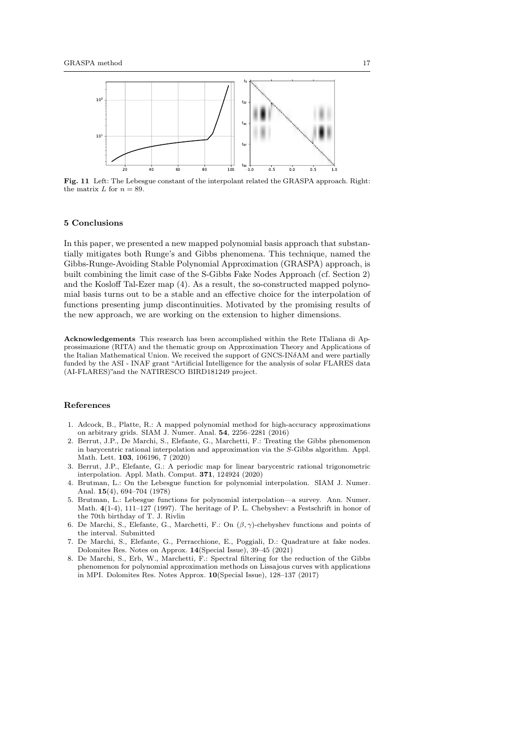**Fig. 11** Left: The Lebesgue constant of the interpolant related the GRASPA approach. Right: the matrix $L$ for $n = 89$.

## 5 Conclusions

In this paper, we presented a new mapped polynomial basis approach that substantially mitigates both Runge's and Gibbs phenomena. This technique, named the Gibbs-Runge-Avoiding Stable Polynomial Approximation (GRASPA) approach, is built combining the limit case of the S-Gibbs Fake Nodes Approach (cf. Section 2) and the Kosloff Tal-Ezer map (4). As a result, the so-constructed mapped polynomial basis turns out to be a stable and an effective choice for the interpolation of functions presenting jump discontinuities. Motivated by the promising results of the new approach, we are working on the extension to higher dimensions.

**Acknowledgements** This research has been accomplished within the Rete ITaliana di Approssimazione (RITA) and the thematic group on Approximation Theory and Applications of the Italian Mathematical Union. We received the support of GNCS-IN$\delta$AM and were partially funded by the ASI - INAF grant "Artificial Intelligence for the analysis of solar FLARES data (AI-FLARES)"and the NATIRESCO BIRD181249 project.

## References

1. Adcock, B., Platte, R.: A mapped polynomial method for high-accuracy approximations on arbitrary grids. SIAM J. Numer. Anal. **54**, 2256–2281 (2016)
2. Berrut, J.P., De Marchi, S., Elefante, G., Marchetti, F.: Treating the Gibbs phenomenon in barycentric rational interpolation and approximation via the $S$-Gibbs algorithm. Appl. Math. Lett. **103**, 106196, 7 (2020)
3. Berrut, J.P., Elefante, G.: A periodic map for linear barycentric rational trigonometric interpolation. Appl. Math. Comput. **371**, 124924 (2020)
4. Brutman, L.: On the Lebesgue function for polynomial interpolation. SIAM J. Numer. Anal. **15**(4), 694–704 (1978)
5. Brutman, L.: Lebesgue functions for polynomial interpolation—a survey. Ann. Numer. Math. **4**(1-4), 111–127 (1997). The heritage of P. L. Chebyshev: a Festschrift in honor of the 70th birthday of T. J. Rivlin
6. De Marchi, S., Elefante, G., Marchetti, F.: On $(\beta, \gamma)$-chebyshev functions and points of the interval. Submitted
7. De Marchi, S., Elefante, G., Perracchione, E., Poggiali, D.: Quadrature at fake nodes. Dolomites Res. Notes on Approx. **14**(Special Issue), 39–45 (2021)
8. De Marchi, S., Erb, W., Marchetti, F.: Spectral filtering for the reduction of the Gibbs phenomenon for polynomial approximation methods on Lissajous curves with applications in MPI. Dolomites Res. Notes Approx. **10**(Special Issue), 128–137 (2017)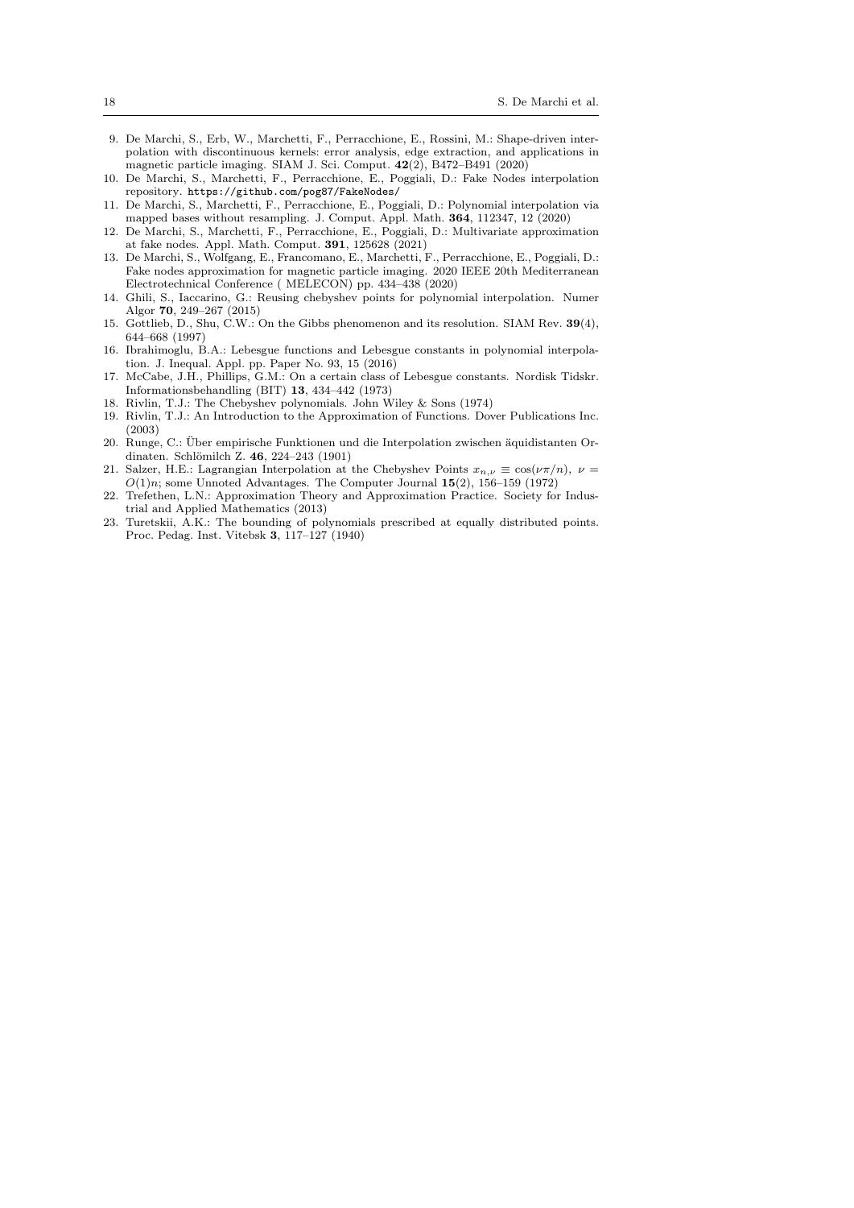9. De Marchi, S., Erb, W., Marchetti, F., Perracchione, E., Rossini, M.: Shape-driven interpolation with discontinuous kernels: error analysis, edge extraction, and applications in magnetic particle imaging. SIAM J. Sci. Comput. **42**(2), B472–B491 (2020)
10. De Marchi, S., Marchetti, F., Perracchione, E., Poggiali, D.: Fake Nodes interpolation repository. `https://github.com/pog87/FakeNodes/`
11. De Marchi, S., Marchetti, F., Perracchione, E., Poggiali, D.: Polynomial interpolation via mapped bases without resampling. J. Comput. Appl. Math. **364**, 112347, 12 (2020)
12. De Marchi, S., Marchetti, F., Perracchione, E., Poggiali, D.: Multivariate approximation at fake nodes. Appl. Math. Comput. **391**, 125628 (2021)
13. De Marchi, S., Wolfgang, E., Francomano, E., Marchetti, F., Perracchione, E., Poggiali, D.: Fake nodes approximation for magnetic particle imaging. 2020 IEEE 20th Mediterranean Electrotechnical Conference ( MELECON) pp. 434–438 (2020)
14. Ghili, S., Iaccarino, G.: Reusing chebyshev points for polynomial interpolation. Numer Algor **70**, 249–267 (2015)
15. Gottlieb, D., Shu, C.W.: On the Gibbs phenomenon and its resolution. SIAM Rev. **39**(4), 644–668 (1997)
16. Ibrahimoglu, B.A.: Lebesgue functions and Lebesgue constants in polynomial interpolation. J. Inequal. Appl. pp. Paper No. 93, 15 (2016)
17. McCabe, J.H., Phillips, G.M.: On a certain class of Lebesgue constants. Nordisk Tidskr. Informationsbehandling (BIT) **13**, 434–442 (1973)
18. Rivlin, T.J.: The Chebyshev polynomials. John Wiley & Sons (1974)
19. Rivlin, T.J.: An Introduction to the Approximation of Functions. Dover Publications Inc. (2003)
20. Runge, C.: Über empirische Funktionen und die Interpolation zwischen äquidistanten Ordinaten. Schlömilch Z. **46**, 224–243 (1901)
21. Salzer, H.E.: Lagrangian Interpolation at the Chebyshev Points $x_{n,\nu} \equiv \cos(\nu\pi/n),\ \nu = O(1)n$; some Unnoted Advantages. The Computer Journal **15**(2), 156–159 (1972)
22. Trefethen, L.N.: Approximation Theory and Approximation Practice. Society for Industrial and Applied Mathematics (2013)
23. Turetskii, A.K.: The bounding of polynomials prescribed at equally distributed points. Proc. Pedag. Inst. Vitebsk **3**, 117–127 (1940)